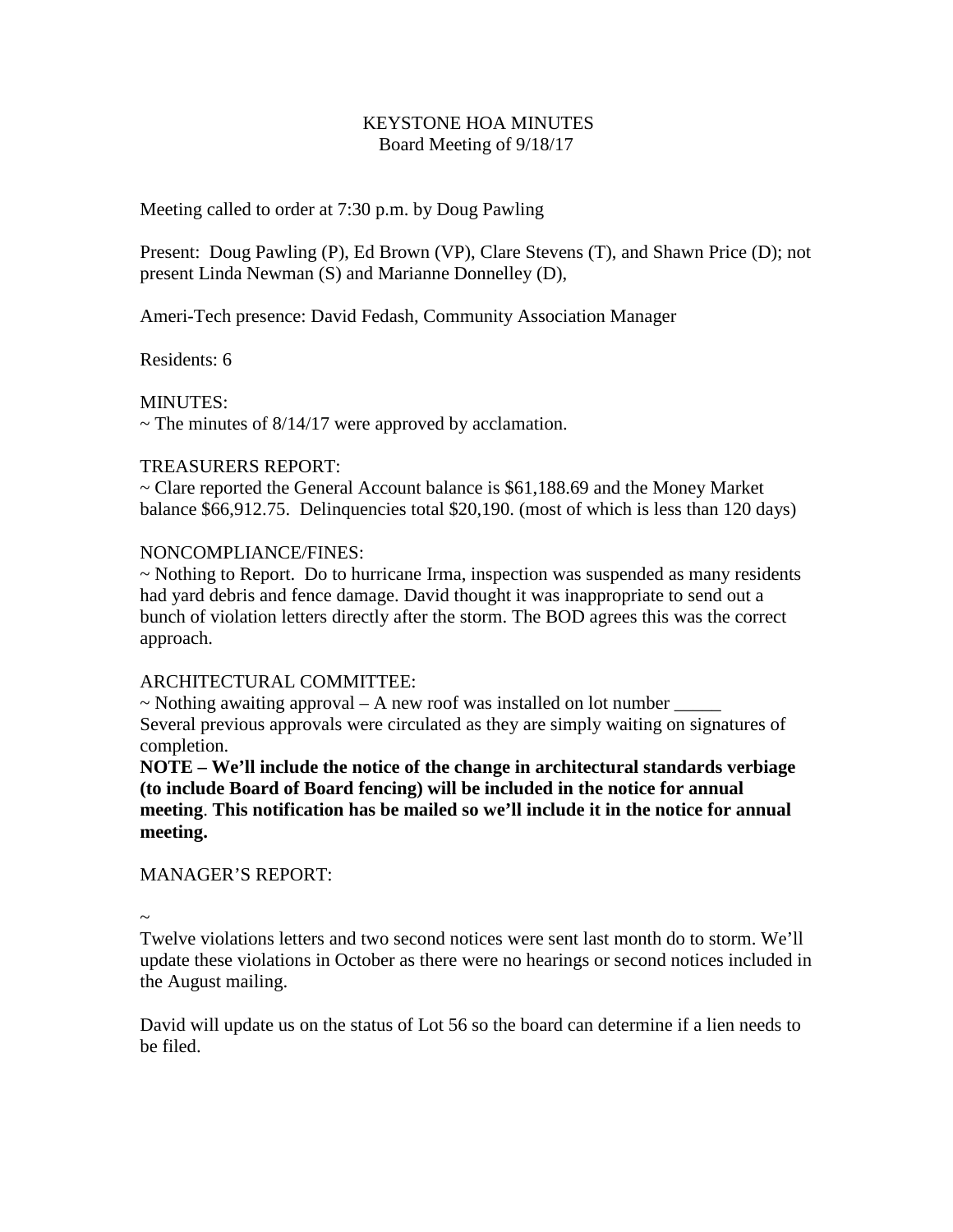# KEYSTONE HOA MINUTES
## Board Meeting of 9/18/17

Meeting called to order at 7:30 p.m. by Doug Pawling

Present: Doug Pawling (P), Ed Brown (VP), Clare Stevens (T), and Shawn Price (D); not present Linda Newman (S) and Marianne Donnelley (D),

Ameri-Tech presence: David Fedash, Community Association Manager

Residents: 6

MINUTES:
~ The minutes of 8/14/17 were approved by acclamation.

TREASURERS REPORT:
~ Clare reported the General Account balance is $61,188.69 and the Money Market balance $66,912.75. Delinquencies total $20,190. (most of which is less than 120 days)

NONCOMPLIANCE/FINES:
~ Nothing to Report. Do to hurricane Irma, inspection was suspended as many residents had yard debris and fence damage. David thought it was inappropriate to send out a bunch of violation letters directly after the storm. The BOD agrees this was the correct approach.

ARCHITECTURAL COMMITTEE:
~ Nothing awaiting approval – A new roof was installed on lot number _____
Several previous approvals were circulated as they are simply waiting on signatures of completion.
**NOTE – We'll include the notice of the change in architectural standards verbiage (to include Board of Board fencing) will be included in the notice for annual meeting**. **This notification has be mailed so we'll include it in the notice for annual meeting.**

MANAGER'S REPORT:

~
Twelve violations letters and two second notices were sent last month do to storm. We'll update these violations in October as there were no hearings or second notices included in the August mailing.

David will update us on the status of Lot 56 so the board can determine if a lien needs to be filed.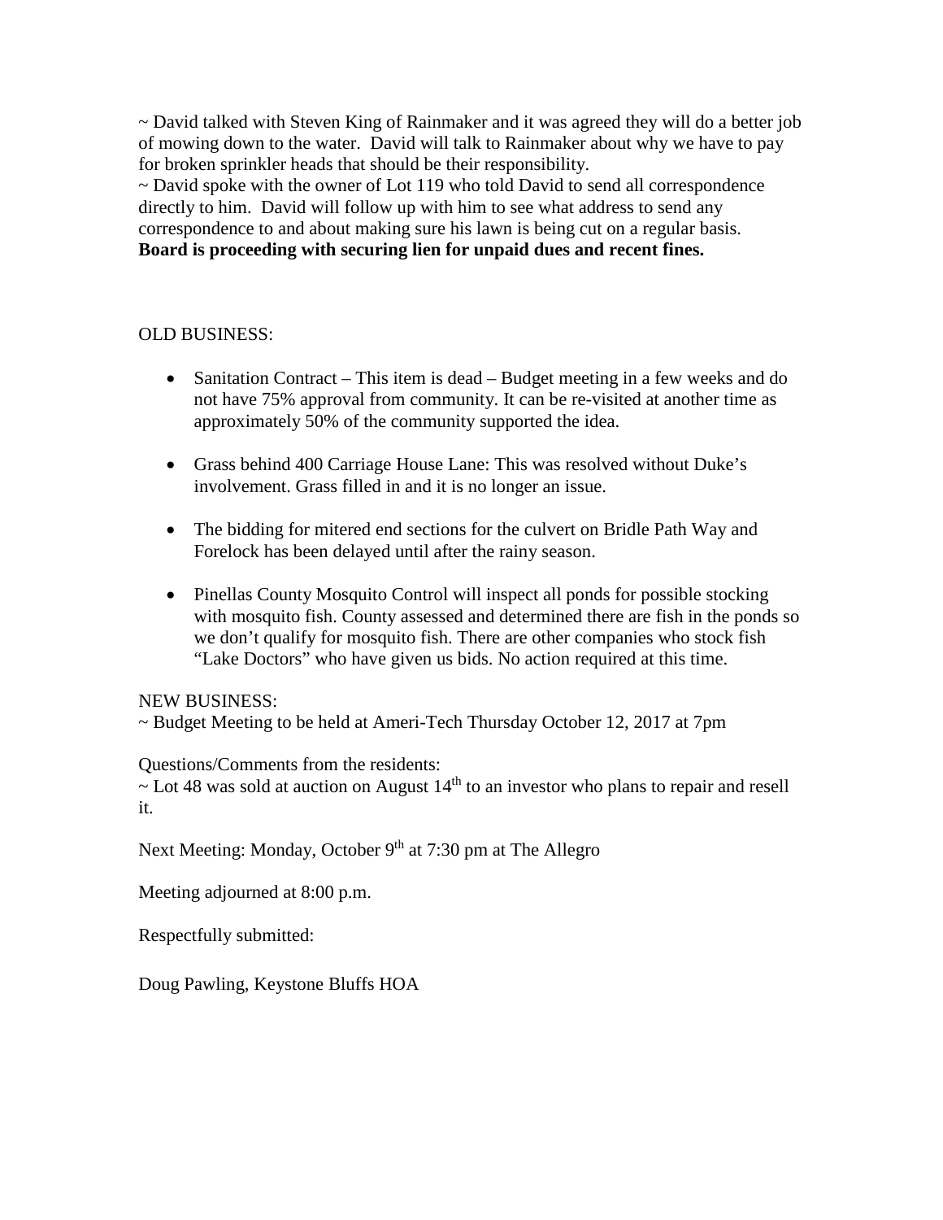~ David talked with Steven King of Rainmaker and it was agreed they will do a better job of mowing down to the water. David will talk to Rainmaker about why we have to pay for broken sprinkler heads that should be their responsibility.
~ David spoke with the owner of Lot 119 who told David to send all correspondence directly to him. David will follow up with him to see what address to send any correspondence to and about making sure his lawn is being cut on a regular basis.
**Board is proceeding with securing lien for unpaid dues and recent fines.**

OLD BUSINESS:

- Sanitation Contract – This item is dead – Budget meeting in a few weeks and do not have 75% approval from community. It can be re-visited at another time as approximately 50% of the community supported the idea.

- Grass behind 400 Carriage House Lane: This was resolved without Duke's involvement. Grass filled in and it is no longer an issue.

- The bidding for mitered end sections for the culvert on Bridle Path Way and Forelock has been delayed until after the rainy season.

- Pinellas County Mosquito Control will inspect all ponds for possible stocking with mosquito fish. County assessed and determined there are fish in the ponds so we don't qualify for mosquito fish. There are other companies who stock fish "Lake Doctors" who have given us bids. No action required at this time.

NEW BUSINESS:
~ Budget Meeting to be held at Ameri-Tech Thursday October 12, 2017 at 7pm

Questions/Comments from the residents:
~ Lot 48 was sold at auction on August 14th to an investor who plans to repair and resell it.

Next Meeting: Monday, October 9th at 7:30 pm at The Allegro

Meeting adjourned at 8:00 p.m.

Respectfully submitted:

Doug Pawling, Keystone Bluffs HOA